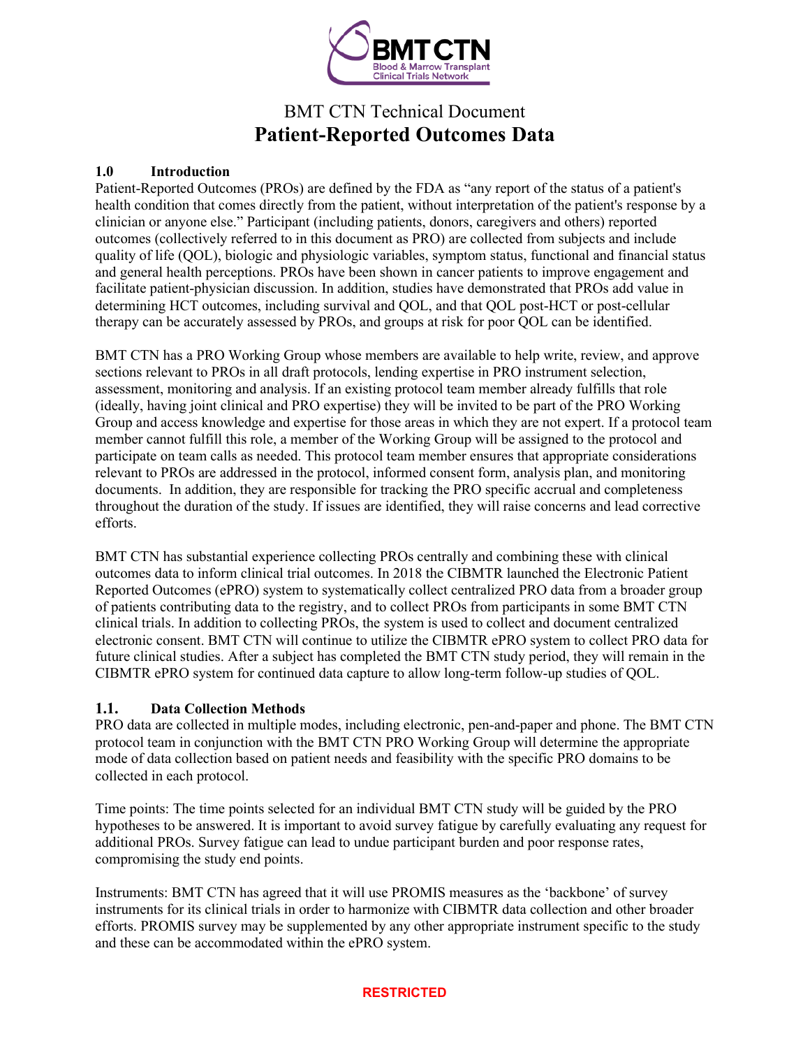BMT CTN Technical Document

# Patient-Reported Outcomes Data

## 1.0 Introduction

Patient-Reported Outcomes (PROs) are defined by the FDA as "any report of the status of a patient's health condition that comes directly from the patient, without interpretation of the patient's response by a clinician or anyone else." Participant (including patients, donors, caregivers and others) reported outcomes (collectively referred to in this document as PRO) are collected from subjects and include quality of life (QOL), biologic and physiologic variables, symptom status, functional and financial status and general health perceptions. PROs have been shown in cancer patients to improve engagement and facilitate patient-physician discussion. In addition, studies have demonstrated that PROs add value in determining HCT outcomes, including survival and QOL, and that QOL post-HCT or post-cellular therapy can be accurately assessed by PROs, and groups at risk for poor QOL can be identified.

BMT CTN has a PRO Working Group whose members are available to help write, review, and approve sections relevant to PROs in all draft protocols, lending expertise in PRO instrument selection, assessment, monitoring and analysis. If an existing protocol team member already fulfills that role (ideally, having joint clinical and PRO expertise) they will be invited to be part of the PRO Working Group and access knowledge and expertise for those areas in which they are not expert. If a protocol team member cannot fulfill this role, a member of the Working Group will be assigned to the protocol and participate on team calls as needed. This protocol team member ensures that appropriate considerations relevant to PROs are addressed in the protocol, informed consent form, analysis plan, and monitoring documents. In addition, they are responsible for tracking the PRO specific accrual and completeness throughout the duration of the study. If issues are identified, they will raise concerns and lead corrective efforts.

BMT CTN has substantial experience collecting PROs centrally and combining these with clinical outcomes data to inform clinical trial outcomes. In 2018 the CIBMTR launched the Electronic Patient Reported Outcomes (ePRO) system to systematically collect centralized PRO data from a broader group of patients contributing data to the registry, and to collect PROs from participants in some BMT CTN clinical trials. In addition to collecting PROs, the system is used to collect and document centralized electronic consent. BMT CTN will continue to utilize the CIBMTR ePRO system to collect PRO data for future clinical studies. After a subject has completed the BMT CTN study period, they will remain in the CIBMTR ePRO system for continued data capture to allow long-term follow-up studies of QOL.

### 1.1. Data Collection Methods

PRO data are collected in multiple modes, including electronic, pen-and-paper and phone. The BMT CTN protocol team in conjunction with the BMT CTN PRO Working Group will determine the appropriate mode of data collection based on patient needs and feasibility with the specific PRO domains to be collected in each protocol.

Time points: The time points selected for an individual BMT CTN study will be guided by the PRO hypotheses to be answered. It is important to avoid survey fatigue by carefully evaluating any request for additional PROs. Survey fatigue can lead to undue participant burden and poor response rates, compromising the study end points.

Instruments: BMT CTN has agreed that it will use PROMIS measures as the 'backbone' of survey instruments for its clinical trials in order to harmonize with CIBMTR data collection and other broader efforts. PROMIS survey may be supplemented by any other appropriate instrument specific to the study and these can be accommodated within the ePRO system.

RESTRICTED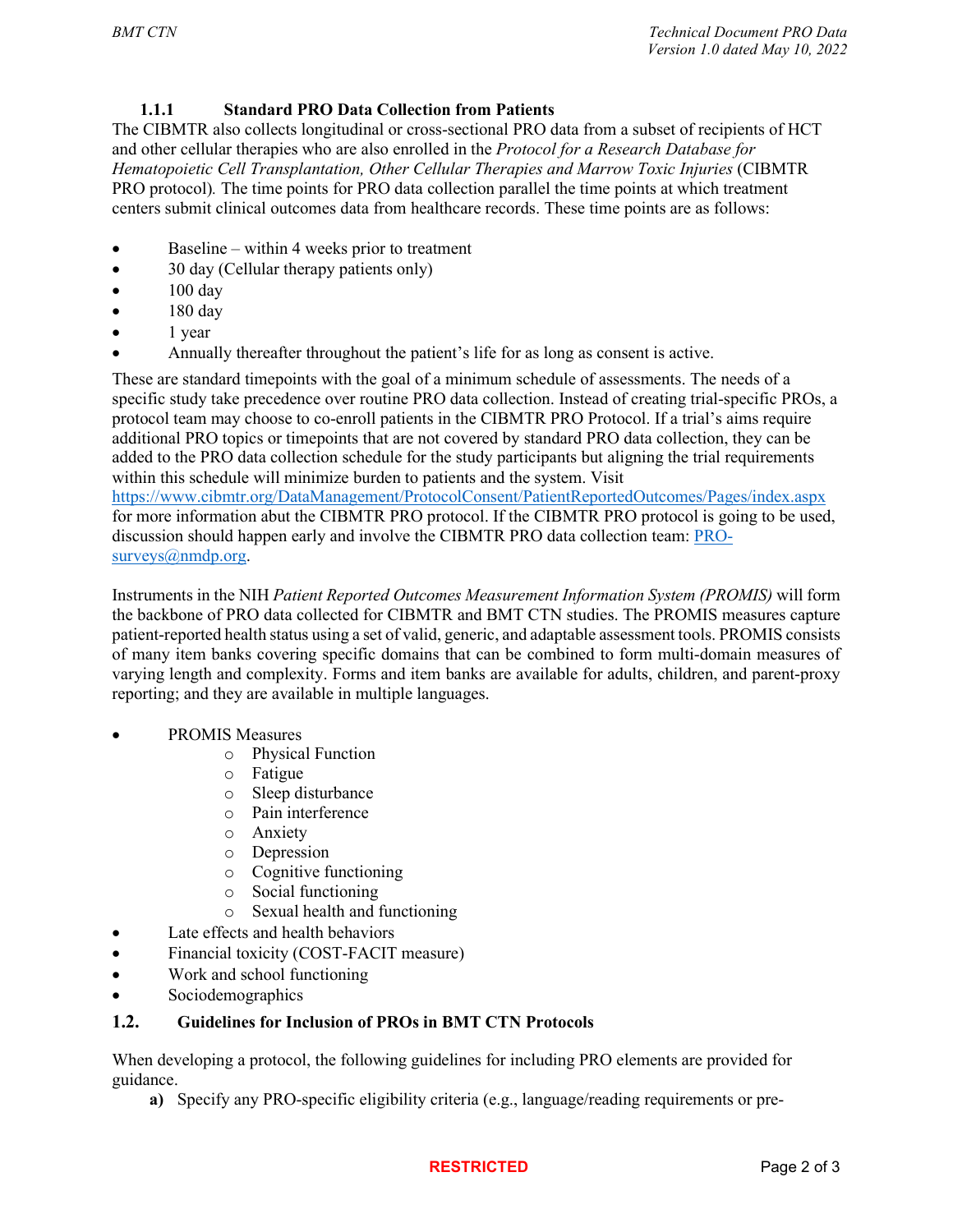### 1.1.1 Standard PRO Data Collection from Patients

The CIBMTR also collects longitudinal or cross-sectional PRO data from a subset of recipients of HCT and other cellular therapies who are also enrolled in the *Protocol for a Research Database for Hematopoietic Cell Transplantation, Other Cellular Therapies and Marrow Toxic Injuries* (CIBMTR PRO protocol). The time points for PRO data collection parallel the time points at which treatment centers submit clinical outcomes data from healthcare records. These time points are as follows:

- Baseline – within 4 weeks prior to treatment
- 30 day (Cellular therapy patients only)
- 100 day
- 180 day
- 1 year
- Annually thereafter throughout the patient's life for as long as consent is active.

These are standard timepoints with the goal of a minimum schedule of assessments. The needs of a specific study take precedence over routine PRO data collection. Instead of creating trial-specific PROs, a protocol team may choose to co-enroll patients in the CIBMTR PRO Protocol. If a trial's aims require additional PRO topics or timepoints that are not covered by standard PRO data collection, they can be added to the PRO data collection schedule for the study participants but aligning the trial requirements within this schedule will minimize burden to patients and the system. Visit https://www.cibmtr.org/DataManagement/ProtocolConsent/PatientReportedOutcomes/Pages/index.aspx for more information abut the CIBMTR PRO protocol. If the CIBMTR PRO protocol is going to be used, discussion should happen early and involve the CIBMTR PRO data collection team: PRO-surveys@nmdp.org.

Instruments in the NIH *Patient Reported Outcomes Measurement Information System (PROMIS)* will form the backbone of PRO data collected for CIBMTR and BMT CTN studies. The PROMIS measures capture patient-reported health status using a set of valid, generic, and adaptable assessment tools. PROMIS consists of many item banks covering specific domains that can be combined to form multi-domain measures of varying length and complexity. Forms and item banks are available for adults, children, and parent-proxy reporting; and they are available in multiple languages.

- PROMIS Measures
  - Physical Function
  - Fatigue
  - Sleep disturbance
  - Pain interference
  - Anxiety
  - Depression
  - Cognitive functioning
  - Social functioning
  - Sexual health and functioning
- Late effects and health behaviors
- Financial toxicity (COST-FACIT measure)
- Work and school functioning
- Sociodemographics

## 1.2. Guidelines for Inclusion of PROs in BMT CTN Protocols

When developing a protocol, the following guidelines for including PRO elements are provided for guidance.

**a)** Specify any PRO-specific eligibility criteria (e.g., language/reading requirements or pre-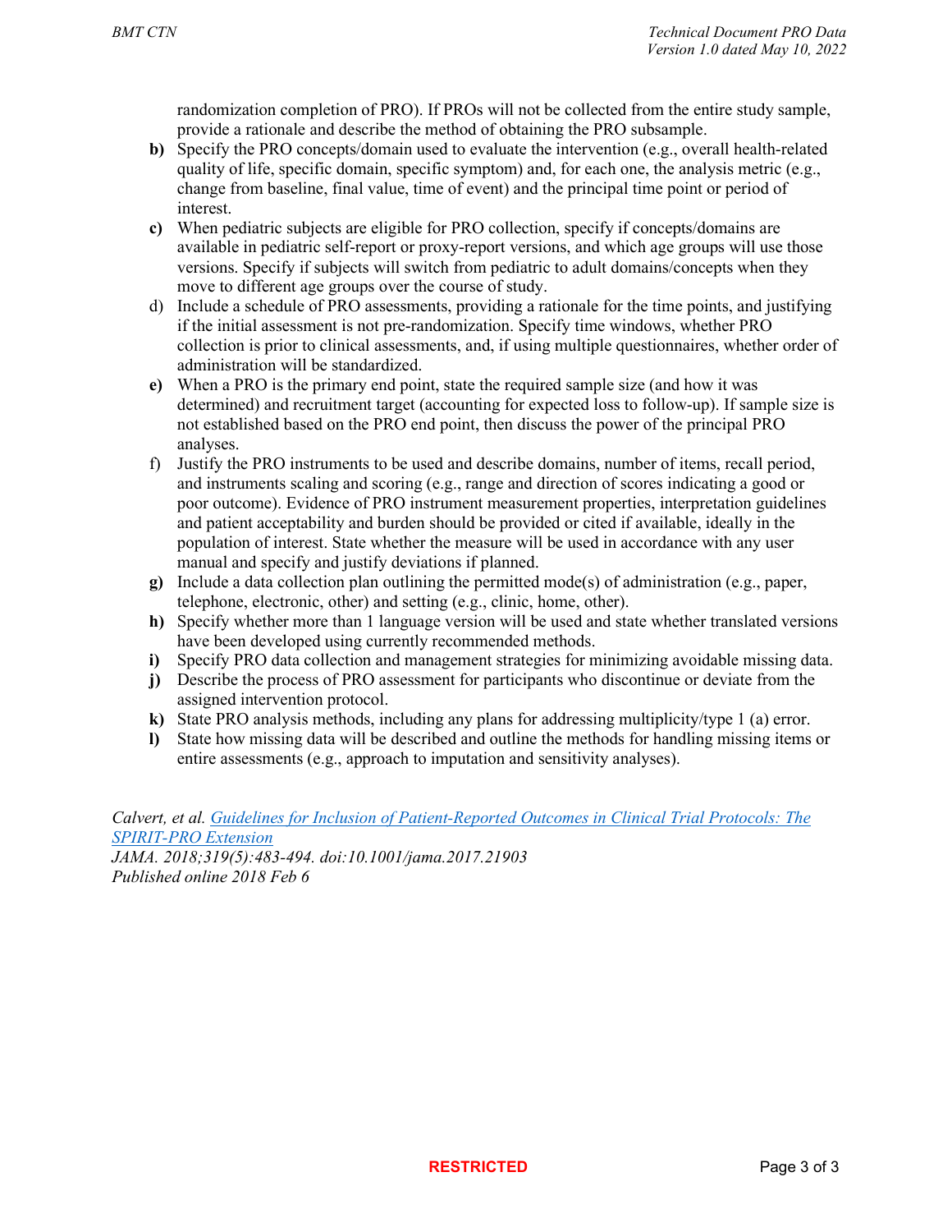randomization completion of PRO). If PROs will not be collected from the entire study sample, provide a rationale and describe the method of obtaining the PRO subsample.

**b)** Specify the PRO concepts/domain used to evaluate the intervention (e.g., overall health-related quality of life, specific domain, specific symptom) and, for each one, the analysis metric (e.g., change from baseline, final value, time of event) and the principal time point or period of interest.

**c)** When pediatric subjects are eligible for PRO collection, specify if concepts/domains are available in pediatric self-report or proxy-report versions, and which age groups will use those versions. Specify if subjects will switch from pediatric to adult domains/concepts when they move to different age groups over the course of study.

d) Include a schedule of PRO assessments, providing a rationale for the time points, and justifying if the initial assessment is not pre-randomization. Specify time windows, whether PRO collection is prior to clinical assessments, and, if using multiple questionnaires, whether order of administration will be standardized.

**e)** When a PRO is the primary end point, state the required sample size (and how it was determined) and recruitment target (accounting for expected loss to follow-up). If sample size is not established based on the PRO end point, then discuss the power of the principal PRO analyses.

f) Justify the PRO instruments to be used and describe domains, number of items, recall period, and instruments scaling and scoring (e.g., range and direction of scores indicating a good or poor outcome). Evidence of PRO instrument measurement properties, interpretation guidelines and patient acceptability and burden should be provided or cited if available, ideally in the population of interest. State whether the measure will be used in accordance with any user manual and specify and justify deviations if planned.

**g)** Include a data collection plan outlining the permitted mode(s) of administration (e.g., paper, telephone, electronic, other) and setting (e.g., clinic, home, other).

**h)** Specify whether more than 1 language version will be used and state whether translated versions have been developed using currently recommended methods.

**i)** Specify PRO data collection and management strategies for minimizing avoidable missing data.

**j)** Describe the process of PRO assessment for participants who discontinue or deviate from the assigned intervention protocol.

**k)** State PRO analysis methods, including any plans for addressing multiplicity/type 1 (a) error.

**l)** State how missing data will be described and outline the methods for handling missing items or entire assessments (e.g., approach to imputation and sensitivity analyses).

*Calvert, et al. Guidelines for Inclusion of Patient-Reported Outcomes in Clinical Trial Protocols: The SPIRIT-PRO Extension*
*JAMA. 2018;319(5):483-494. doi:10.1001/jama.2017.21903*
*Published online 2018 Feb 6*

RESTRICTED